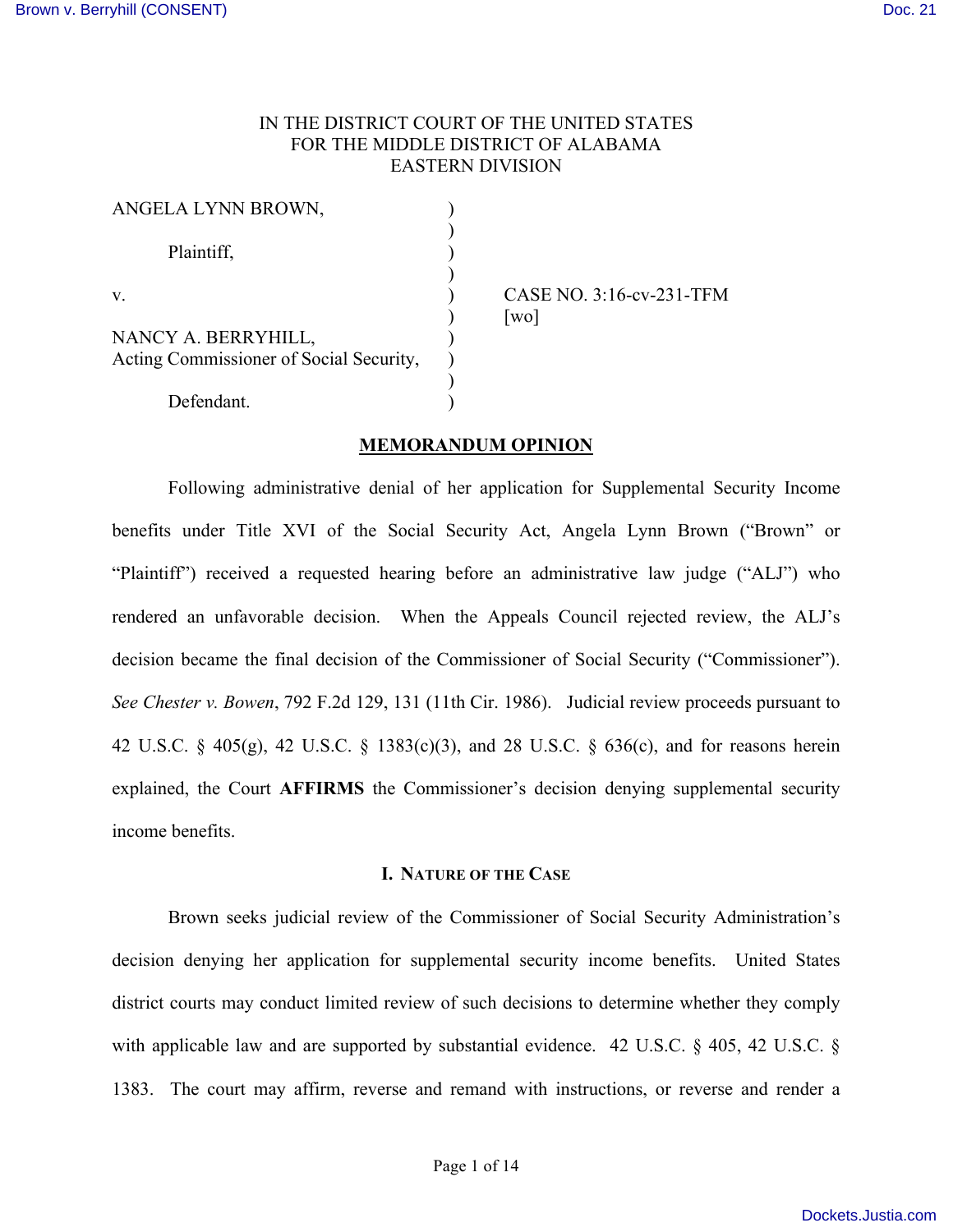IN THE DISTRICT COURT OF THE UNITED STATES
FOR THE MIDDLE DISTRICT OF ALABAMA
EASTERN DIVISION

ANGELA LYNN BROWN,

Plaintiff,

v.

NANCY A. BERRYHILL,
Acting Commissioner of Social Security,

Defendant.

CASE NO. 3:16-cv-231-TFM
[wo]

## MEMORANDUM OPINION

Following administrative denial of her application for Supplemental Security Income benefits under Title XVI of the Social Security Act, Angela Lynn Brown ("Brown" or "Plaintiff") received a requested hearing before an administrative law judge ("ALJ") who rendered an unfavorable decision. When the Appeals Council rejected review, the ALJ's decision became the final decision of the Commissioner of Social Security ("Commissioner"). *See Chester v. Bowen*, 792 F.2d 129, 131 (11th Cir. 1986). Judicial review proceeds pursuant to 42 U.S.C. § 405(g), 42 U.S.C. § 1383(c)(3), and 28 U.S.C. § 636(c), and for reasons herein explained, the Court **AFFIRMS** the Commissioner's decision denying supplemental security income benefits.

### I. Nature of the Case

Brown seeks judicial review of the Commissioner of Social Security Administration's decision denying her application for supplemental security income benefits. United States district courts may conduct limited review of such decisions to determine whether they comply with applicable law and are supported by substantial evidence. 42 U.S.C. § 405, 42 U.S.C. § 1383. The court may affirm, reverse and remand with instructions, or reverse and render a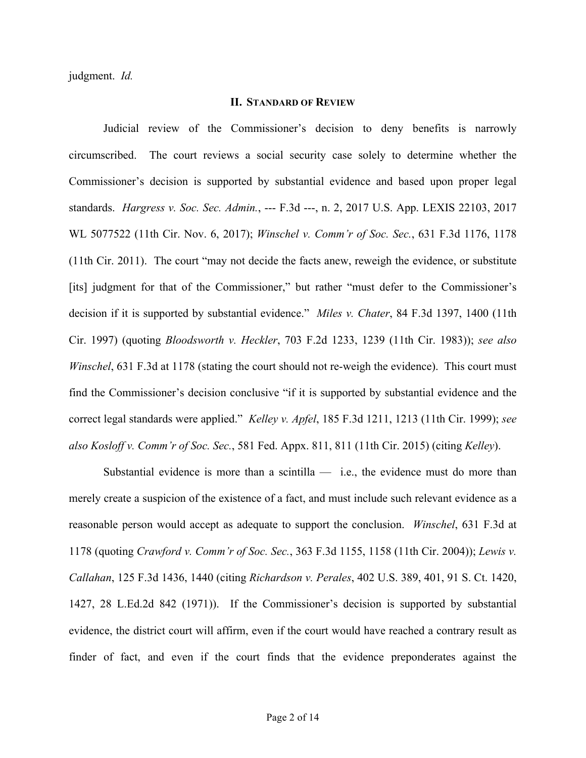judgment. *Id.*

## II. STANDARD OF REVIEW

Judicial review of the Commissioner's decision to deny benefits is narrowly circumscribed. The court reviews a social security case solely to determine whether the Commissioner's decision is supported by substantial evidence and based upon proper legal standards. *Hargress v. Soc. Sec. Admin.*, --- F.3d ---, n. 2, 2017 U.S. App. LEXIS 22103, 2017 WL 5077522 (11th Cir. Nov. 6, 2017); *Winschel v. Comm'r of Soc. Sec.*, 631 F.3d 1176, 1178 (11th Cir. 2011). The court "may not decide the facts anew, reweigh the evidence, or substitute [its] judgment for that of the Commissioner," but rather "must defer to the Commissioner's decision if it is supported by substantial evidence." *Miles v. Chater*, 84 F.3d 1397, 1400 (11th Cir. 1997) (quoting *Bloodsworth v. Heckler*, 703 F.2d 1233, 1239 (11th Cir. 1983)); *see also Winschel*, 631 F.3d at 1178 (stating the court should not re-weigh the evidence). This court must find the Commissioner's decision conclusive "if it is supported by substantial evidence and the correct legal standards were applied." *Kelley v. Apfel*, 185 F.3d 1211, 1213 (11th Cir. 1999); *see also Kosloff v. Comm'r of Soc. Sec.*, 581 Fed. Appx. 811, 811 (11th Cir. 2015) (citing *Kelley*).

Substantial evidence is more than a scintilla — i.e., the evidence must do more than merely create a suspicion of the existence of a fact, and must include such relevant evidence as a reasonable person would accept as adequate to support the conclusion. *Winschel*, 631 F.3d at 1178 (quoting *Crawford v. Comm'r of Soc. Sec.*, 363 F.3d 1155, 1158 (11th Cir. 2004)); *Lewis v. Callahan*, 125 F.3d 1436, 1440 (citing *Richardson v. Perales*, 402 U.S. 389, 401, 91 S. Ct. 1420, 1427, 28 L.Ed.2d 842 (1971)). If the Commissioner's decision is supported by substantial evidence, the district court will affirm, even if the court would have reached a contrary result as finder of fact, and even if the court finds that the evidence preponderates against the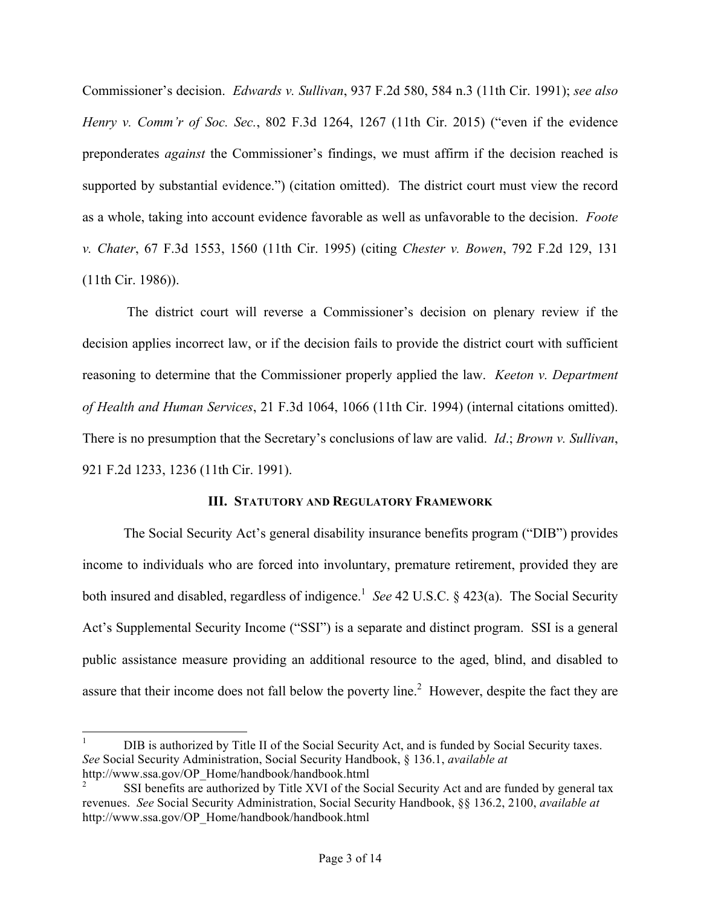Commissioner's decision. *Edwards v. Sullivan*, 937 F.2d 580, 584 n.3 (11th Cir. 1991); *see also Henry v. Comm'r of Soc. Sec.*, 802 F.3d 1264, 1267 (11th Cir. 2015) ("even if the evidence preponderates *against* the Commissioner's findings, we must affirm if the decision reached is supported by substantial evidence.") (citation omitted). The district court must view the record as a whole, taking into account evidence favorable as well as unfavorable to the decision. *Foote v. Chater*, 67 F.3d 1553, 1560 (11th Cir. 1995) (citing *Chester v. Bowen*, 792 F.2d 129, 131 (11th Cir. 1986)).

The district court will reverse a Commissioner's decision on plenary review if the decision applies incorrect law, or if the decision fails to provide the district court with sufficient reasoning to determine that the Commissioner properly applied the law. *Keeton v. Department of Health and Human Services*, 21 F.3d 1064, 1066 (11th Cir. 1994) (internal citations omitted). There is no presumption that the Secretary's conclusions of law are valid. *Id*.; *Brown v. Sullivan*, 921 F.2d 1233, 1236 (11th Cir. 1991).

## III. STATUTORY AND REGULATORY FRAMEWORK

The Social Security Act's general disability insurance benefits program ("DIB") provides income to individuals who are forced into involuntary, premature retirement, provided they are both insured and disabled, regardless of indigence.[1] *See* 42 U.S.C. § 423(a). The Social Security Act's Supplemental Security Income ("SSI") is a separate and distinct program. SSI is a general public assistance measure providing an additional resource to the aged, blind, and disabled to assure that their income does not fall below the poverty line.[2] However, despite the fact they are

---

[1] DIB is authorized by Title II of the Social Security Act, and is funded by Social Security taxes. *See* Social Security Administration, Social Security Handbook, § 136.1, *available at* http://www.ssa.gov/OP_Home/handbook/handbook.html

[2] SSI benefits are authorized by Title XVI of the Social Security Act and are funded by general tax revenues. *See* Social Security Administration, Social Security Handbook, §§ 136.2, 2100, *available at* http://www.ssa.gov/OP_Home/handbook/handbook.html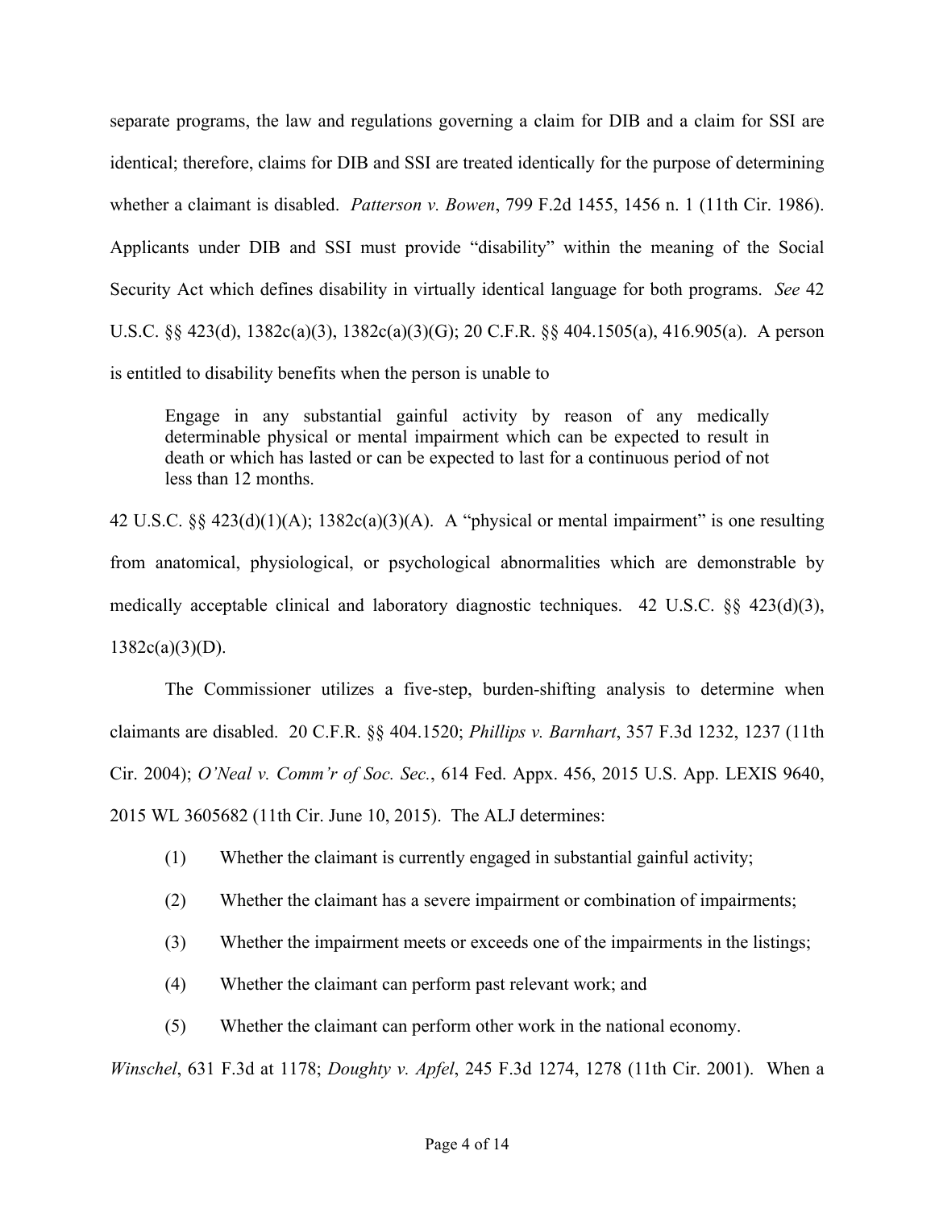separate programs, the law and regulations governing a claim for DIB and a claim for SSI are identical; therefore, claims for DIB and SSI are treated identically for the purpose of determining whether a claimant is disabled. *Patterson v. Bowen*, 799 F.2d 1455, 1456 n. 1 (11th Cir. 1986). Applicants under DIB and SSI must provide "disability" within the meaning of the Social Security Act which defines disability in virtually identical language for both programs. *See* 42 U.S.C. §§ 423(d), 1382c(a)(3), 1382c(a)(3)(G); 20 C.F.R. §§ 404.1505(a), 416.905(a). A person is entitled to disability benefits when the person is unable to

> Engage in any substantial gainful activity by reason of any medically determinable physical or mental impairment which can be expected to result in death or which has lasted or can be expected to last for a continuous period of not less than 12 months.

42 U.S.C. §§ 423(d)(1)(A); 1382c(a)(3)(A). A "physical or mental impairment" is one resulting from anatomical, physiological, or psychological abnormalities which are demonstrable by medically acceptable clinical and laboratory diagnostic techniques. 42 U.S.C. §§ 423(d)(3), 1382c(a)(3)(D).

The Commissioner utilizes a five-step, burden-shifting analysis to determine when claimants are disabled. 20 C.F.R. §§ 404.1520; *Phillips v. Barnhart*, 357 F.3d 1232, 1237 (11th Cir. 2004); *O'Neal v. Comm'r of Soc. Sec.*, 614 Fed. Appx. 456, 2015 U.S. App. LEXIS 9640, 2015 WL 3605682 (11th Cir. June 10, 2015). The ALJ determines:

(1) Whether the claimant is currently engaged in substantial gainful activity;

(2) Whether the claimant has a severe impairment or combination of impairments;

(3) Whether the impairment meets or exceeds one of the impairments in the listings;

(4) Whether the claimant can perform past relevant work; and

(5) Whether the claimant can perform other work in the national economy.

*Winschel*, 631 F.3d at 1178; *Doughty v. Apfel*, 245 F.3d 1274, 1278 (11th Cir. 2001). When a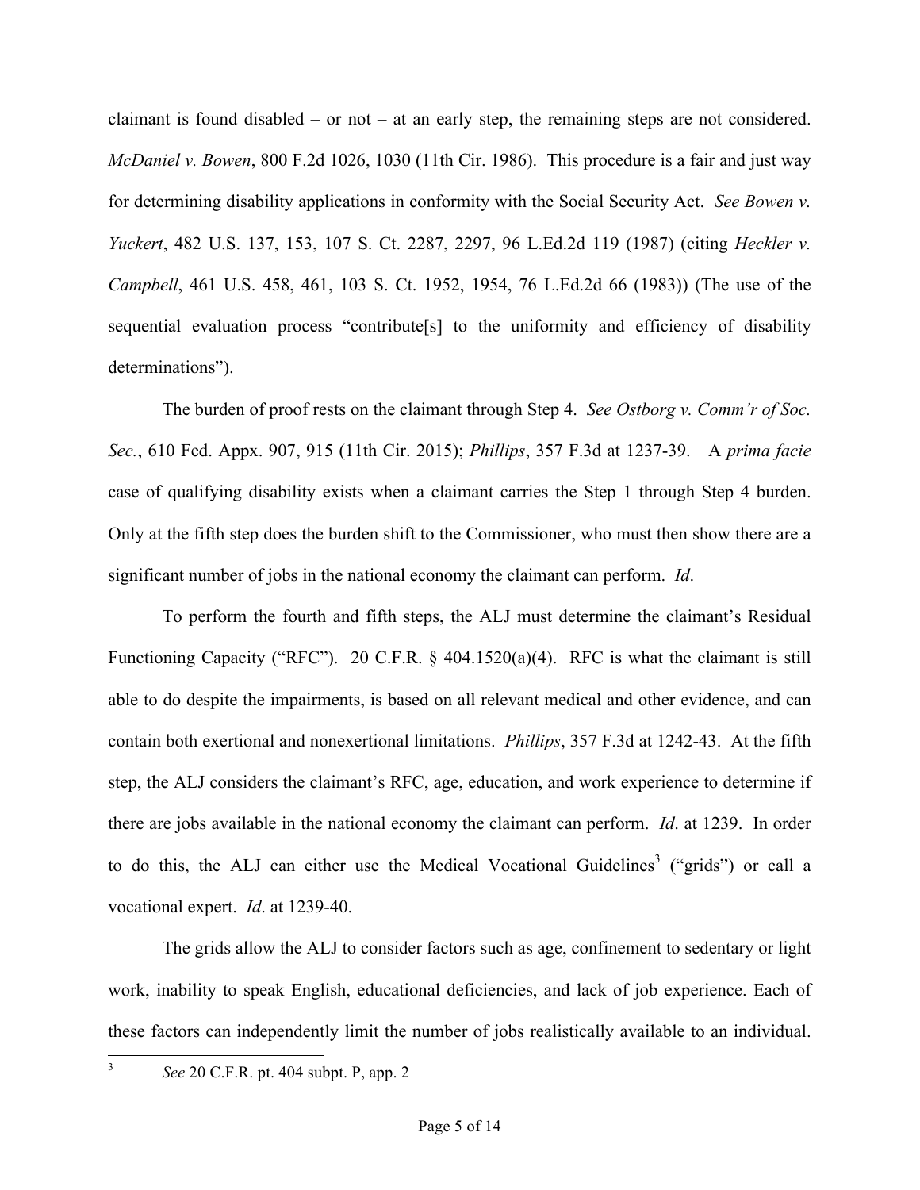claimant is found disabled – or not – at an early step, the remaining steps are not considered. *McDaniel v. Bowen*, 800 F.2d 1026, 1030 (11th Cir. 1986). This procedure is a fair and just way for determining disability applications in conformity with the Social Security Act. *See Bowen v. Yuckert*, 482 U.S. 137, 153, 107 S. Ct. 2287, 2297, 96 L.Ed.2d 119 (1987) (citing *Heckler v. Campbell*, 461 U.S. 458, 461, 103 S. Ct. 1952, 1954, 76 L.Ed.2d 66 (1983)) (The use of the sequential evaluation process "contribute[s] to the uniformity and efficiency of disability determinations").

The burden of proof rests on the claimant through Step 4. *See Ostborg v. Comm'r of Soc. Sec.*, 610 Fed. Appx. 907, 915 (11th Cir. 2015); *Phillips*, 357 F.3d at 1237-39. A *prima facie* case of qualifying disability exists when a claimant carries the Step 1 through Step 4 burden. Only at the fifth step does the burden shift to the Commissioner, who must then show there are a significant number of jobs in the national economy the claimant can perform. *Id*.

To perform the fourth and fifth steps, the ALJ must determine the claimant's Residual Functioning Capacity ("RFC"). 20 C.F.R. § 404.1520(a)(4). RFC is what the claimant is still able to do despite the impairments, is based on all relevant medical and other evidence, and can contain both exertional and nonexertional limitations. *Phillips*, 357 F.3d at 1242-43. At the fifth step, the ALJ considers the claimant's RFC, age, education, and work experience to determine if there are jobs available in the national economy the claimant can perform. *Id*. at 1239. In order to do this, the ALJ can either use the Medical Vocational Guidelines[3] ("grids") or call a vocational expert. *Id*. at 1239-40.

The grids allow the ALJ to consider factors such as age, confinement to sedentary or light work, inability to speak English, educational deficiencies, and lack of job experience. Each of these factors can independently limit the number of jobs realistically available to an individual.

---

[3] *See* 20 C.F.R. pt. 404 subpt. P, app. 2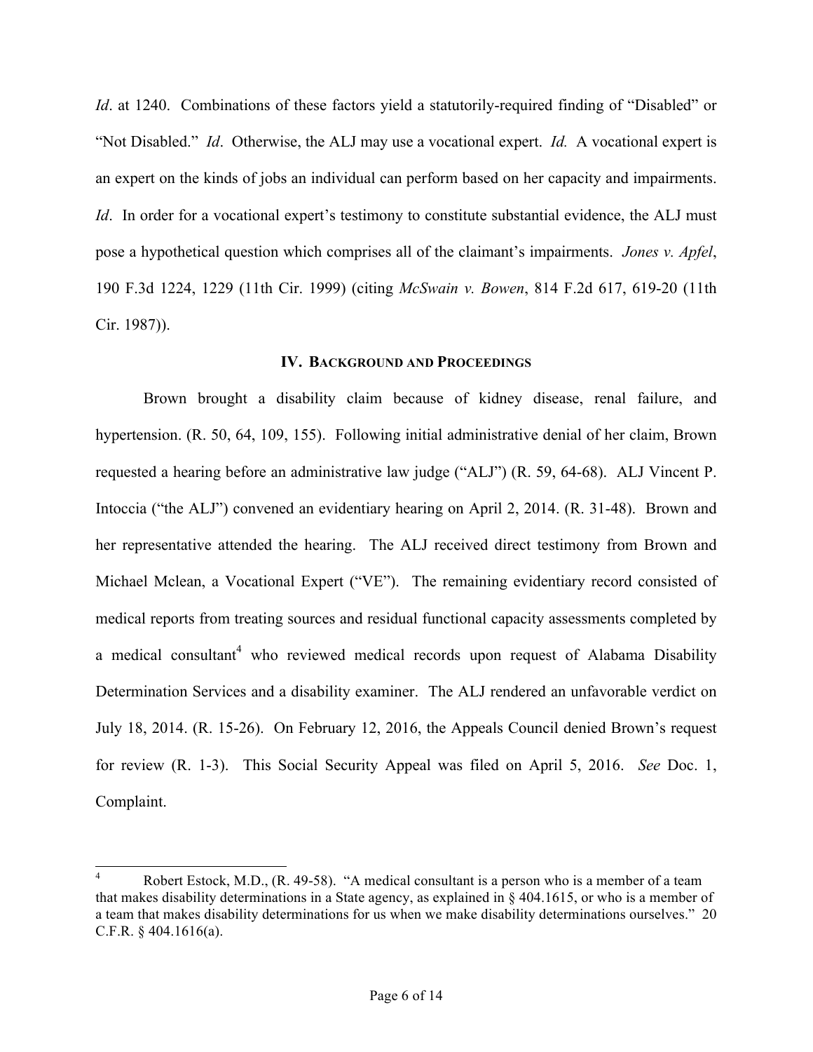*Id*. at 1240. Combinations of these factors yield a statutorily-required finding of "Disabled" or "Not Disabled." *Id*. Otherwise, the ALJ may use a vocational expert. *Id.* A vocational expert is an expert on the kinds of jobs an individual can perform based on her capacity and impairments. *Id*. In order for a vocational expert's testimony to constitute substantial evidence, the ALJ must pose a hypothetical question which comprises all of the claimant's impairments. *Jones v. Apfel*, 190 F.3d 1224, 1229 (11th Cir. 1999) (citing *McSwain v. Bowen*, 814 F.2d 617, 619-20 (11th Cir. 1987)).

## IV. BACKGROUND AND PROCEEDINGS

Brown brought a disability claim because of kidney disease, renal failure, and hypertension. (R. 50, 64, 109, 155). Following initial administrative denial of her claim, Brown requested a hearing before an administrative law judge ("ALJ") (R. 59, 64-68). ALJ Vincent P. Intoccia ("the ALJ") convened an evidentiary hearing on April 2, 2014. (R. 31-48). Brown and her representative attended the hearing. The ALJ received direct testimony from Brown and Michael Mclean, a Vocational Expert ("VE"). The remaining evidentiary record consisted of medical reports from treating sources and residual functional capacity assessments completed by a medical consultant[4] who reviewed medical records upon request of Alabama Disability Determination Services and a disability examiner. The ALJ rendered an unfavorable verdict on July 18, 2014. (R. 15-26). On February 12, 2016, the Appeals Council denied Brown's request for review (R. 1-3). This Social Security Appeal was filed on April 5, 2016. *See* Doc. 1, Complaint.

---

[4] Robert Estock, M.D., (R. 49-58). "A medical consultant is a person who is a member of a team that makes disability determinations in a State agency, as explained in § 404.1615, or who is a member of a team that makes disability determinations for us when we make disability determinations ourselves." 20 C.F.R. § 404.1616(a).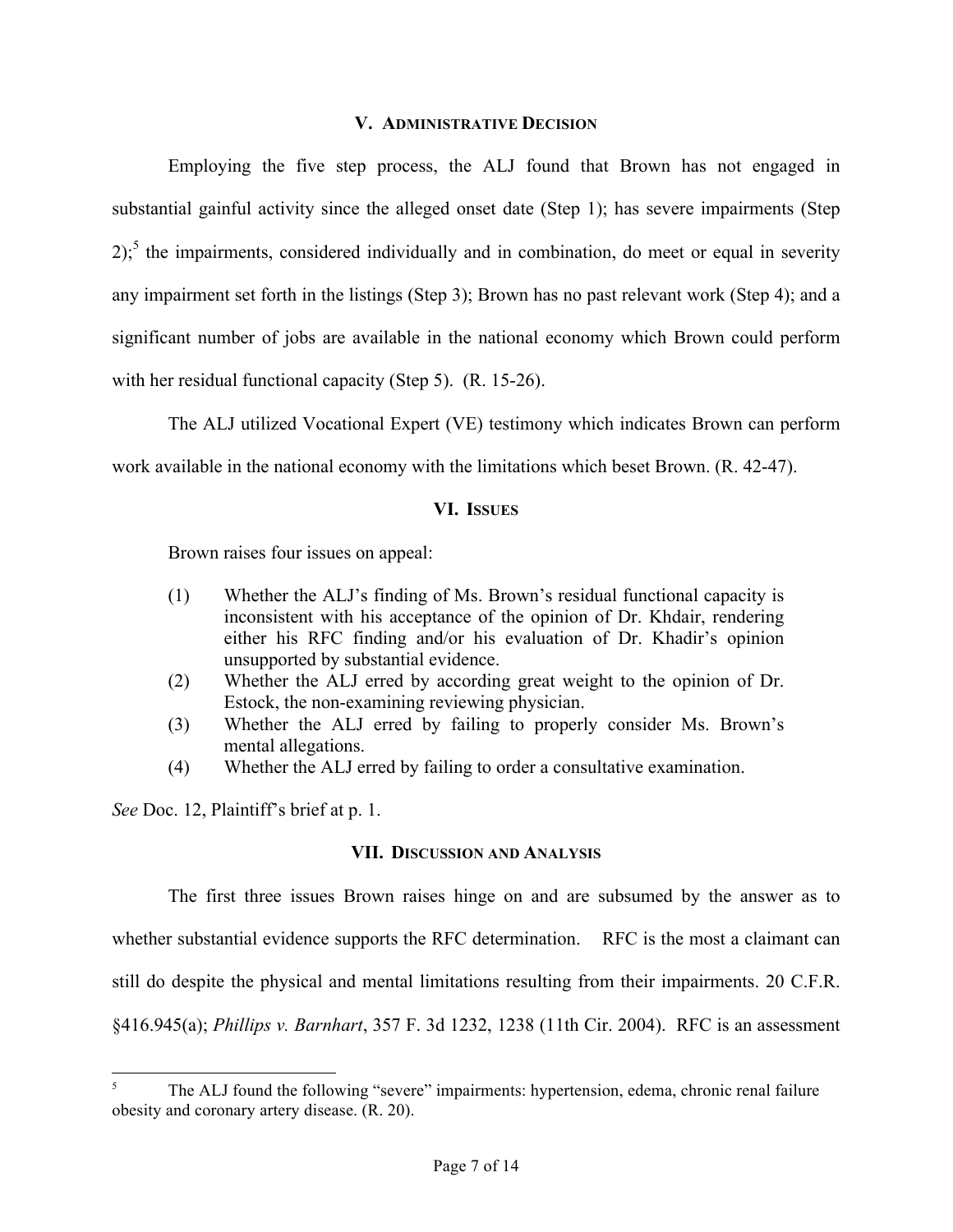## V. Administrative Decision

Employing the five step process, the ALJ found that Brown has not engaged in substantial gainful activity since the alleged onset date (Step 1); has severe impairments (Step 2);[5] the impairments, considered individually and in combination, do meet or equal in severity any impairment set forth in the listings (Step 3); Brown has no past relevant work (Step 4); and a significant number of jobs are available in the national economy which Brown could perform with her residual functional capacity (Step 5). (R. 15-26).

The ALJ utilized Vocational Expert (VE) testimony which indicates Brown can perform work available in the national economy with the limitations which beset Brown. (R. 42-47).

## VI. Issues

Brown raises four issues on appeal:

(1) Whether the ALJ's finding of Ms. Brown's residual functional capacity is inconsistent with his acceptance of the opinion of Dr. Khdair, rendering either his RFC finding and/or his evaluation of Dr. Khadir's opinion unsupported by substantial evidence.

(2) Whether the ALJ erred by according great weight to the opinion of Dr. Estock, the non-examining reviewing physician.

(3) Whether the ALJ erred by failing to properly consider Ms. Brown's mental allegations.

(4) Whether the ALJ erred by failing to order a consultative examination.

*See* Doc. 12, Plaintiff's brief at p. 1.

## VII. Discussion and Analysis

The first three issues Brown raises hinge on and are subsumed by the answer as to whether substantial evidence supports the RFC determination. RFC is the most a claimant can still do despite the physical and mental limitations resulting from their impairments. 20 C.F.R. §416.945(a); *Phillips v. Barnhart*, 357 F. 3d 1232, 1238 (11th Cir. 2004). RFC is an assessment

---

[5] The ALJ found the following "severe" impairments: hypertension, edema, chronic renal failure obesity and coronary artery disease. (R. 20).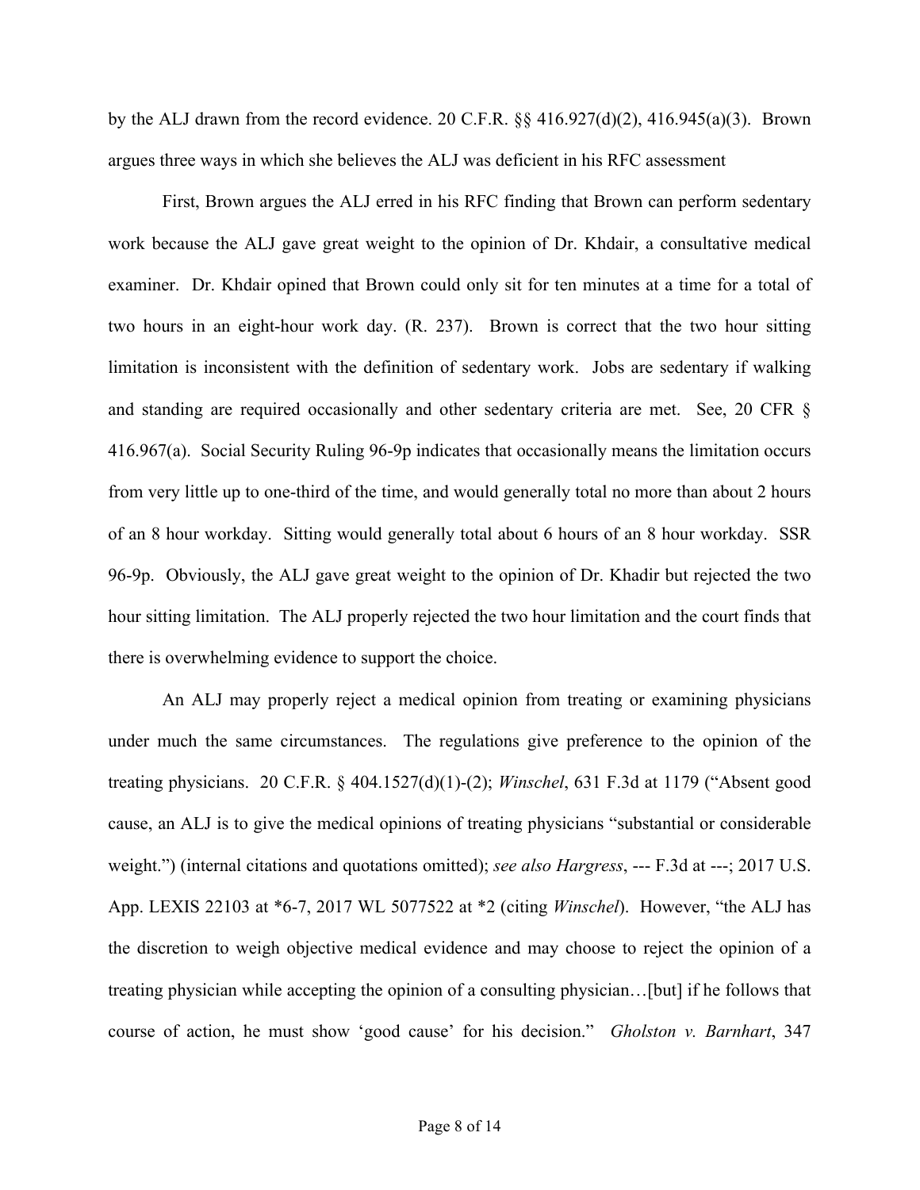by the ALJ drawn from the record evidence. 20 C.F.R. §§ 416.927(d)(2), 416.945(a)(3). Brown argues three ways in which she believes the ALJ was deficient in his RFC assessment

First, Brown argues the ALJ erred in his RFC finding that Brown can perform sedentary work because the ALJ gave great weight to the opinion of Dr. Khdair, a consultative medical examiner. Dr. Khdair opined that Brown could only sit for ten minutes at a time for a total of two hours in an eight-hour work day. (R. 237). Brown is correct that the two hour sitting limitation is inconsistent with the definition of sedentary work. Jobs are sedentary if walking and standing are required occasionally and other sedentary criteria are met. See, 20 CFR § 416.967(a). Social Security Ruling 96-9p indicates that occasionally means the limitation occurs from very little up to one-third of the time, and would generally total no more than about 2 hours of an 8 hour workday. Sitting would generally total about 6 hours of an 8 hour workday. SSR 96-9p. Obviously, the ALJ gave great weight to the opinion of Dr. Khadir but rejected the two hour sitting limitation. The ALJ properly rejected the two hour limitation and the court finds that there is overwhelming evidence to support the choice.

An ALJ may properly reject a medical opinion from treating or examining physicians under much the same circumstances. The regulations give preference to the opinion of the treating physicians. 20 C.F.R. § 404.1527(d)(1)-(2); *Winschel*, 631 F.3d at 1179 ("Absent good cause, an ALJ is to give the medical opinions of treating physicians "substantial or considerable weight.") (internal citations and quotations omitted); *see also Hargress*, --- F.3d at ---; 2017 U.S. App. LEXIS 22103 at *6-7, 2017 WL 5077522 at *2 (citing *Winschel*). However, "the ALJ has the discretion to weigh objective medical evidence and may choose to reject the opinion of a treating physician while accepting the opinion of a consulting physician…[but] if he follows that course of action, he must show 'good cause' for his decision." *Gholston v. Barnhart*, 347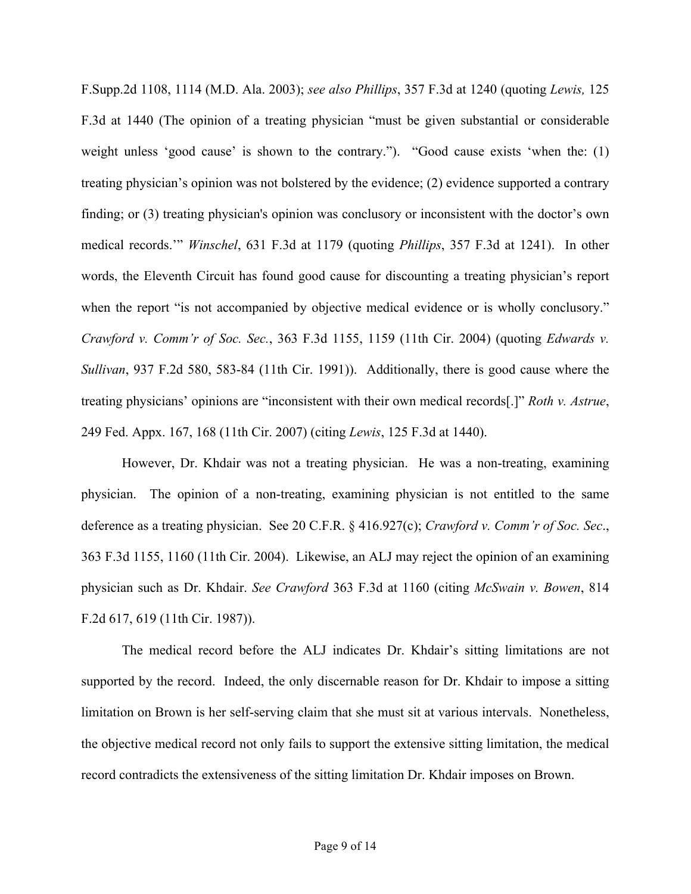F.Supp.2d 1108, 1114 (M.D. Ala. 2003); *see also Phillips*, 357 F.3d at 1240 (quoting *Lewis,* 125 F.3d at 1440 (The opinion of a treating physician "must be given substantial or considerable weight unless 'good cause' is shown to the contrary."). "Good cause exists 'when the: (1) treating physician's opinion was not bolstered by the evidence; (2) evidence supported a contrary finding; or (3) treating physician's opinion was conclusory or inconsistent with the doctor's own medical records.'" *Winschel*, 631 F.3d at 1179 (quoting *Phillips*, 357 F.3d at 1241). In other words, the Eleventh Circuit has found good cause for discounting a treating physician's report when the report "is not accompanied by objective medical evidence or is wholly conclusory." *Crawford v. Comm'r of Soc. Sec.*, 363 F.3d 1155, 1159 (11th Cir. 2004) (quoting *Edwards v. Sullivan*, 937 F.2d 580, 583-84 (11th Cir. 1991)). Additionally, there is good cause where the treating physicians' opinions are "inconsistent with their own medical records[.]" *Roth v. Astrue*, 249 Fed. Appx. 167, 168 (11th Cir. 2007) (citing *Lewis*, 125 F.3d at 1440).

However, Dr. Khdair was not a treating physician. He was a non-treating, examining physician. The opinion of a non-treating, examining physician is not entitled to the same deference as a treating physician. See 20 C.F.R. § 416.927(c); *Crawford v. Comm'r of Soc. Sec*., 363 F.3d 1155, 1160 (11th Cir. 2004). Likewise, an ALJ may reject the opinion of an examining physician such as Dr. Khdair. *See Crawford* 363 F.3d at 1160 (citing *McSwain v. Bowen*, 814 F.2d 617, 619 (11th Cir. 1987)).

The medical record before the ALJ indicates Dr. Khdair's sitting limitations are not supported by the record. Indeed, the only discernable reason for Dr. Khdair to impose a sitting limitation on Brown is her self-serving claim that she must sit at various intervals. Nonetheless, the objective medical record not only fails to support the extensive sitting limitation, the medical record contradicts the extensiveness of the sitting limitation Dr. Khdair imposes on Brown.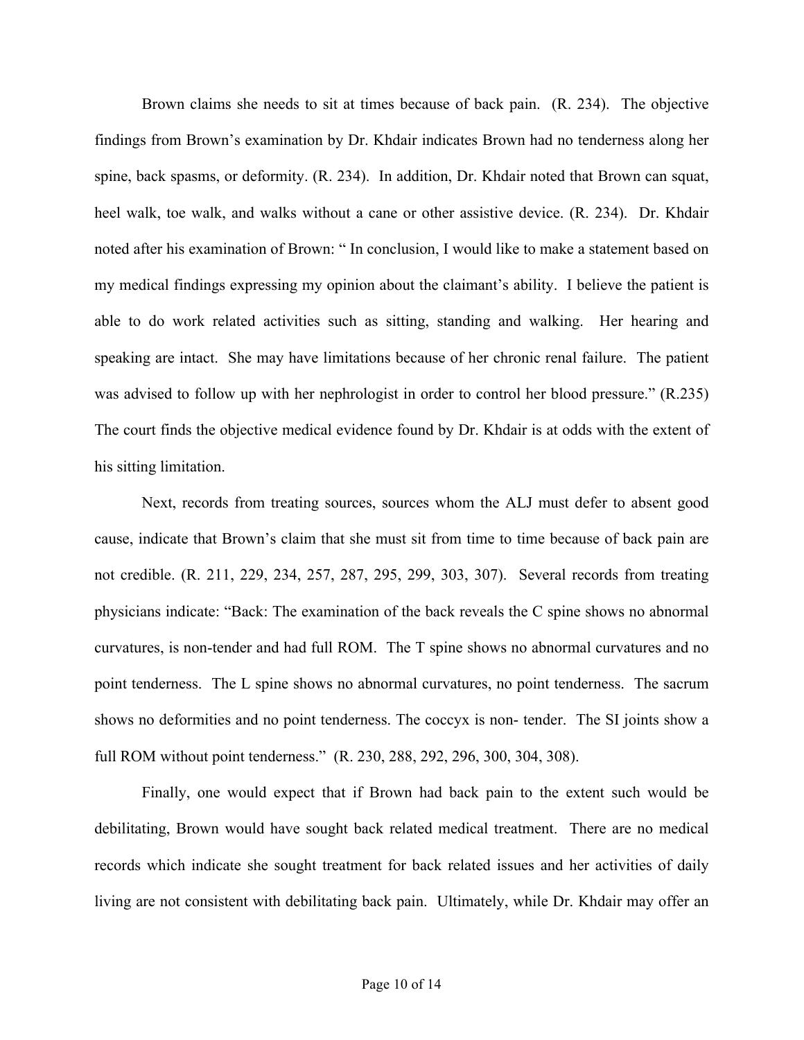Brown claims she needs to sit at times because of back pain. (R. 234). The objective findings from Brown's examination by Dr. Khdair indicates Brown had no tenderness along her spine, back spasms, or deformity. (R. 234). In addition, Dr. Khdair noted that Brown can squat, heel walk, toe walk, and walks without a cane or other assistive device. (R. 234). Dr. Khdair noted after his examination of Brown: " In conclusion, I would like to make a statement based on my medical findings expressing my opinion about the claimant's ability. I believe the patient is able to do work related activities such as sitting, standing and walking. Her hearing and speaking are intact. She may have limitations because of her chronic renal failure. The patient was advised to follow up with her nephrologist in order to control her blood pressure." (R.235) The court finds the objective medical evidence found by Dr. Khdair is at odds with the extent of his sitting limitation.

Next, records from treating sources, sources whom the ALJ must defer to absent good cause, indicate that Brown's claim that she must sit from time to time because of back pain are not credible. (R. 211, 229, 234, 257, 287, 295, 299, 303, 307). Several records from treating physicians indicate: "Back: The examination of the back reveals the C spine shows no abnormal curvatures, is non-tender and had full ROM. The T spine shows no abnormal curvatures and no point tenderness. The L spine shows no abnormal curvatures, no point tenderness. The sacrum shows no deformities and no point tenderness. The coccyx is non- tender. The SI joints show a full ROM without point tenderness." (R. 230, 288, 292, 296, 300, 304, 308).

Finally, one would expect that if Brown had back pain to the extent such would be debilitating, Brown would have sought back related medical treatment. There are no medical records which indicate she sought treatment for back related issues and her activities of daily living are not consistent with debilitating back pain. Ultimately, while Dr. Khdair may offer an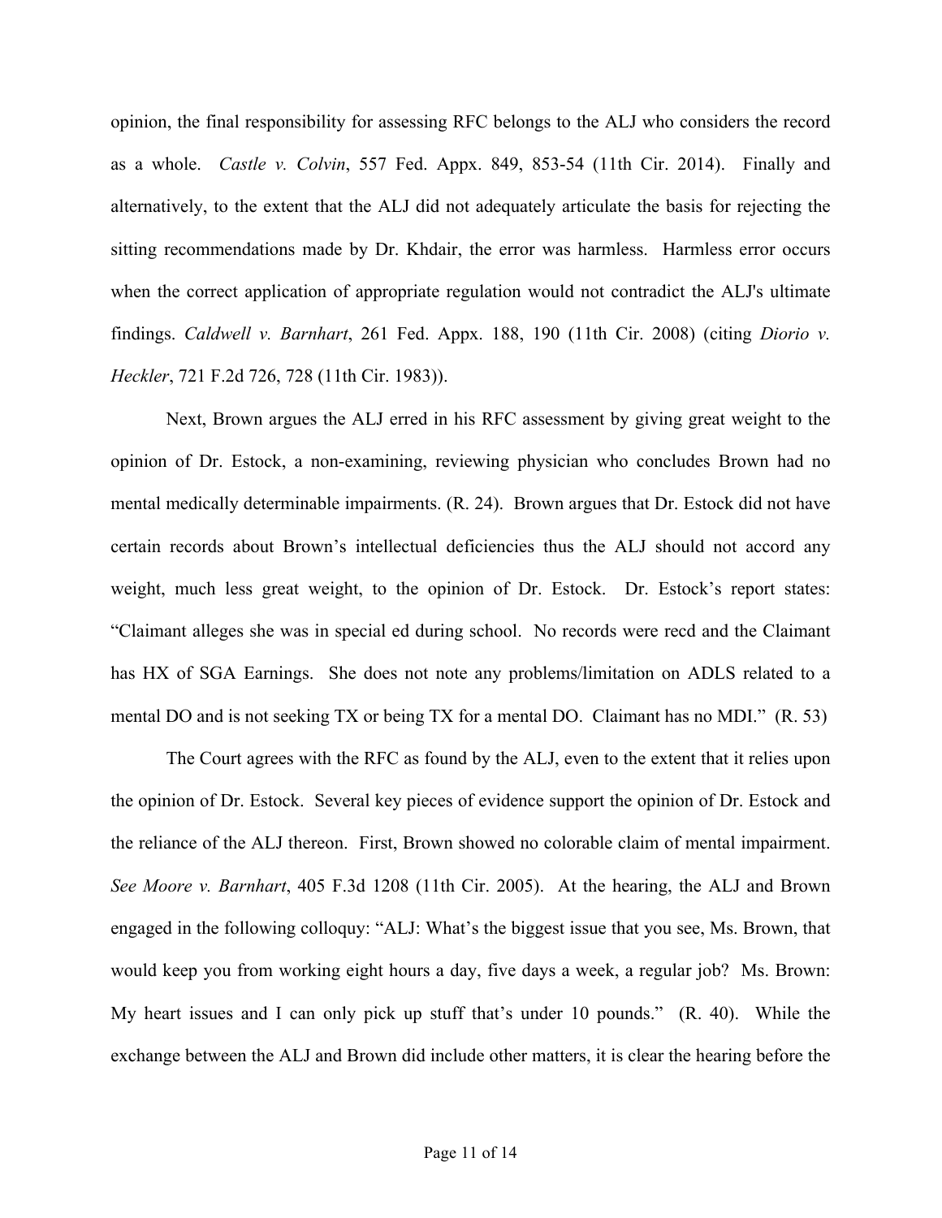opinion, the final responsibility for assessing RFC belongs to the ALJ who considers the record as a whole. *Castle v. Colvin*, 557 Fed. Appx. 849, 853-54 (11th Cir. 2014). Finally and alternatively, to the extent that the ALJ did not adequately articulate the basis for rejecting the sitting recommendations made by Dr. Khdair, the error was harmless. Harmless error occurs when the correct application of appropriate regulation would not contradict the ALJ's ultimate findings. *Caldwell v. Barnhart*, 261 Fed. Appx. 188, 190 (11th Cir. 2008) (citing *Diorio v. Heckler*, 721 F.2d 726, 728 (11th Cir. 1983)).

Next, Brown argues the ALJ erred in his RFC assessment by giving great weight to the opinion of Dr. Estock, a non-examining, reviewing physician who concludes Brown had no mental medically determinable impairments. (R. 24). Brown argues that Dr. Estock did not have certain records about Brown's intellectual deficiencies thus the ALJ should not accord any weight, much less great weight, to the opinion of Dr. Estock. Dr. Estock's report states: "Claimant alleges she was in special ed during school. No records were recd and the Claimant has HX of SGA Earnings. She does not note any problems/limitation on ADLS related to a mental DO and is not seeking TX or being TX for a mental DO. Claimant has no MDI." (R. 53)

The Court agrees with the RFC as found by the ALJ, even to the extent that it relies upon the opinion of Dr. Estock. Several key pieces of evidence support the opinion of Dr. Estock and the reliance of the ALJ thereon. First, Brown showed no colorable claim of mental impairment. *See Moore v. Barnhart*, 405 F.3d 1208 (11th Cir. 2005). At the hearing, the ALJ and Brown engaged in the following colloquy: "ALJ: What's the biggest issue that you see, Ms. Brown, that would keep you from working eight hours a day, five days a week, a regular job? Ms. Brown: My heart issues and I can only pick up stuff that's under 10 pounds." (R. 40). While the exchange between the ALJ and Brown did include other matters, it is clear the hearing before the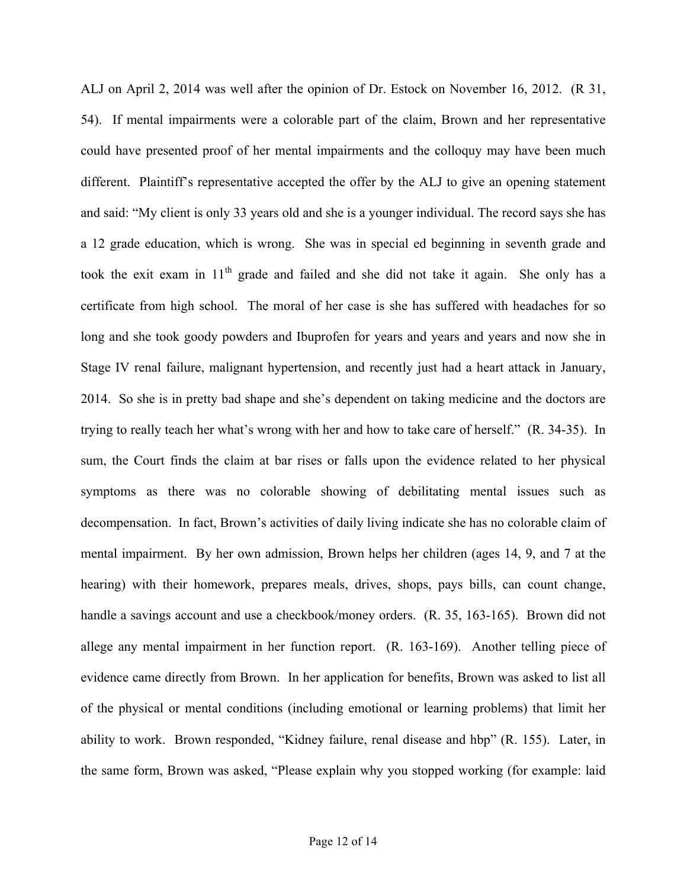ALJ on April 2, 2014 was well after the opinion of Dr. Estock on November 16, 2012. (R 31, 54). If mental impairments were a colorable part of the claim, Brown and her representative could have presented proof of her mental impairments and the colloquy may have been much different. Plaintiff's representative accepted the offer by the ALJ to give an opening statement and said: "My client is only 33 years old and she is a younger individual. The record says she has a 12 grade education, which is wrong. She was in special ed beginning in seventh grade and took the exit exam in 11th grade and failed and she did not take it again. She only has a certificate from high school. The moral of her case is she has suffered with headaches for so long and she took goody powders and Ibuprofen for years and years and years and now she in Stage IV renal failure, malignant hypertension, and recently just had a heart attack in January, 2014. So she is in pretty bad shape and she's dependent on taking medicine and the doctors are trying to really teach her what's wrong with her and how to take care of herself." (R. 34-35). In sum, the Court finds the claim at bar rises or falls upon the evidence related to her physical symptoms as there was no colorable showing of debilitating mental issues such as decompensation. In fact, Brown's activities of daily living indicate she has no colorable claim of mental impairment. By her own admission, Brown helps her children (ages 14, 9, and 7 at the hearing) with their homework, prepares meals, drives, shops, pays bills, can count change, handle a savings account and use a checkbook/money orders. (R. 35, 163-165). Brown did not allege any mental impairment in her function report. (R. 163-169). Another telling piece of evidence came directly from Brown. In her application for benefits, Brown was asked to list all of the physical or mental conditions (including emotional or learning problems) that limit her ability to work. Brown responded, "Kidney failure, renal disease and hbp" (R. 155). Later, in the same form, Brown was asked, "Please explain why you stopped working (for example: laid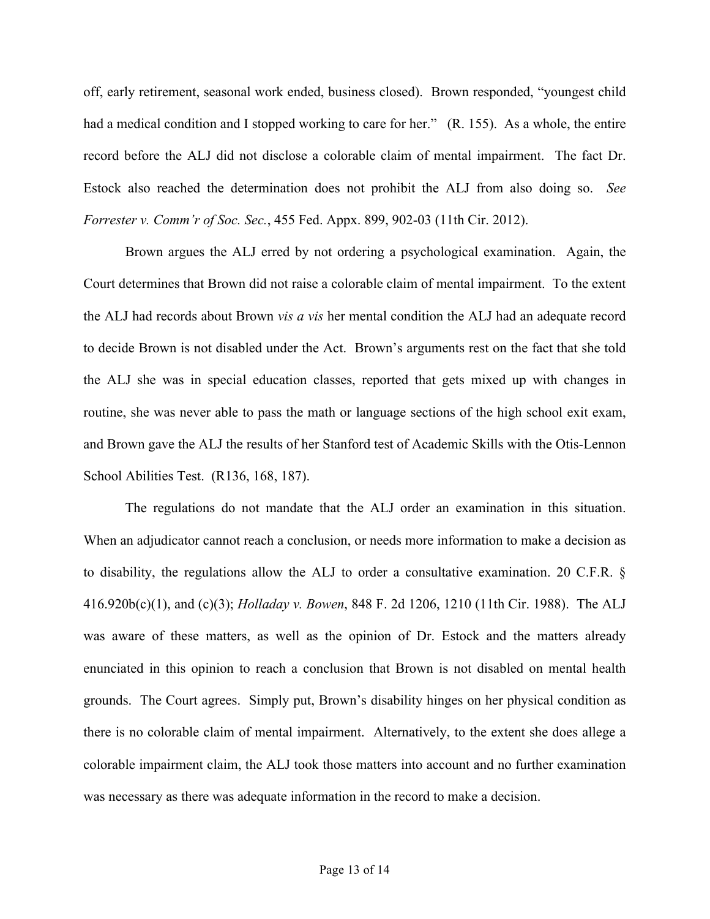off, early retirement, seasonal work ended, business closed). Brown responded, "youngest child had a medical condition and I stopped working to care for her." (R. 155). As a whole, the entire record before the ALJ did not disclose a colorable claim of mental impairment. The fact Dr. Estock also reached the determination does not prohibit the ALJ from also doing so. *See Forrester v. Comm'r of Soc. Sec.*, 455 Fed. Appx. 899, 902-03 (11th Cir. 2012).

Brown argues the ALJ erred by not ordering a psychological examination. Again, the Court determines that Brown did not raise a colorable claim of mental impairment. To the extent the ALJ had records about Brown *vis a vis* her mental condition the ALJ had an adequate record to decide Brown is not disabled under the Act. Brown's arguments rest on the fact that she told the ALJ she was in special education classes, reported that gets mixed up with changes in routine, she was never able to pass the math or language sections of the high school exit exam, and Brown gave the ALJ the results of her Stanford test of Academic Skills with the Otis-Lennon School Abilities Test. (R136, 168, 187).

The regulations do not mandate that the ALJ order an examination in this situation. When an adjudicator cannot reach a conclusion, or needs more information to make a decision as to disability, the regulations allow the ALJ to order a consultative examination. 20 C.F.R. § 416.920b(c)(1), and (c)(3); *Holladay v. Bowen*, 848 F. 2d 1206, 1210 (11th Cir. 1988). The ALJ was aware of these matters, as well as the opinion of Dr. Estock and the matters already enunciated in this opinion to reach a conclusion that Brown is not disabled on mental health grounds. The Court agrees. Simply put, Brown's disability hinges on her physical condition as there is no colorable claim of mental impairment. Alternatively, to the extent she does allege a colorable impairment claim, the ALJ took those matters into account and no further examination was necessary as there was adequate information in the record to make a decision.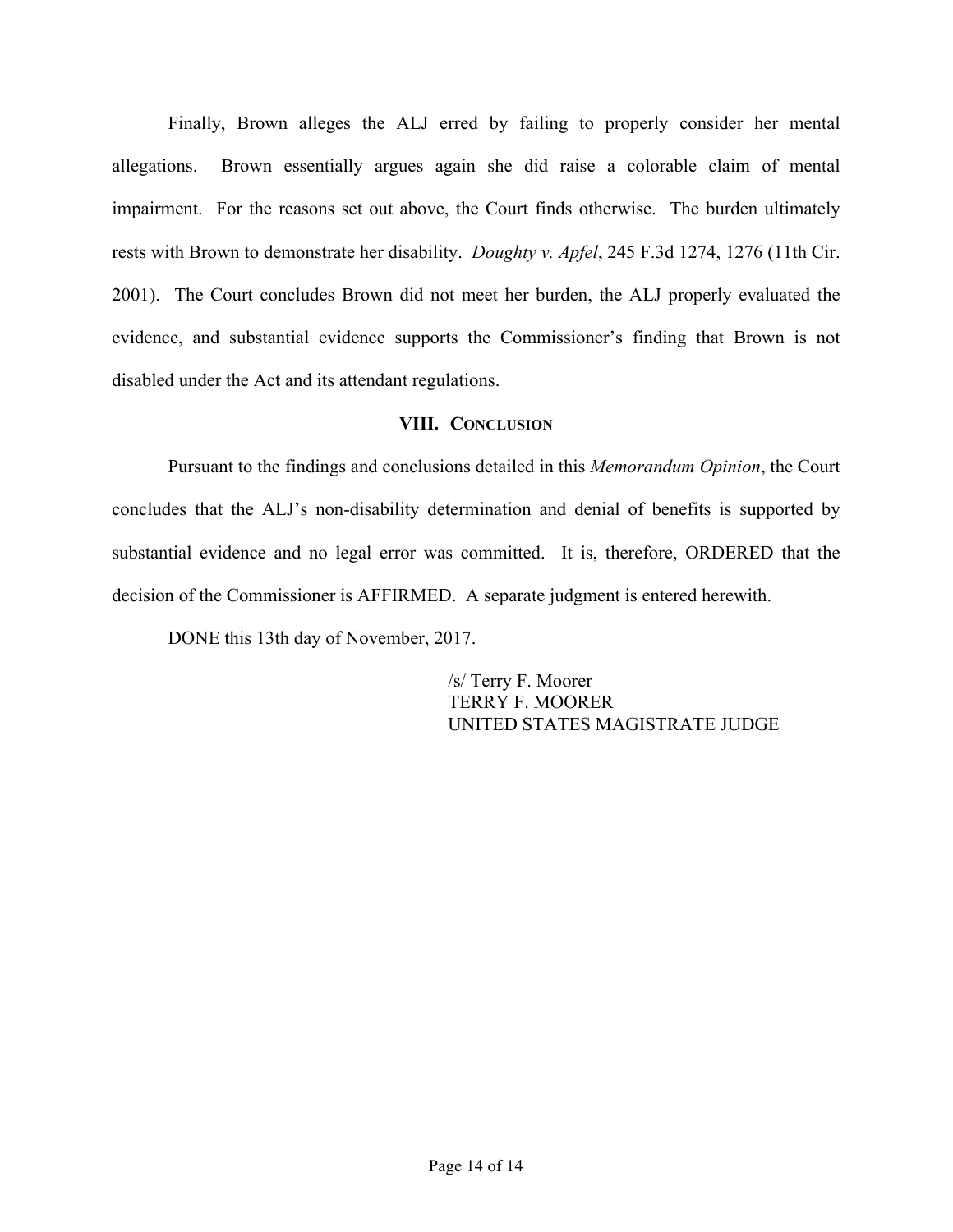Finally, Brown alleges the ALJ erred by failing to properly consider her mental allegations. Brown essentially argues again she did raise a colorable claim of mental impairment. For the reasons set out above, the Court finds otherwise. The burden ultimately rests with Brown to demonstrate her disability. *Doughty v. Apfel*, 245 F.3d 1274, 1276 (11th Cir. 2001). The Court concludes Brown did not meet her burden, the ALJ properly evaluated the evidence, and substantial evidence supports the Commissioner's finding that Brown is not disabled under the Act and its attendant regulations.

## VIII. CONCLUSION

Pursuant to the findings and conclusions detailed in this *Memorandum Opinion*, the Court concludes that the ALJ's non-disability determination and denial of benefits is supported by substantial evidence and no legal error was committed. It is, therefore, ORDERED that the decision of the Commissioner is AFFIRMED. A separate judgment is entered herewith.

DONE this 13th day of November, 2017.

/s/ Terry F. Moorer
TERRY F. MOORER
UNITED STATES MAGISTRATE JUDGE